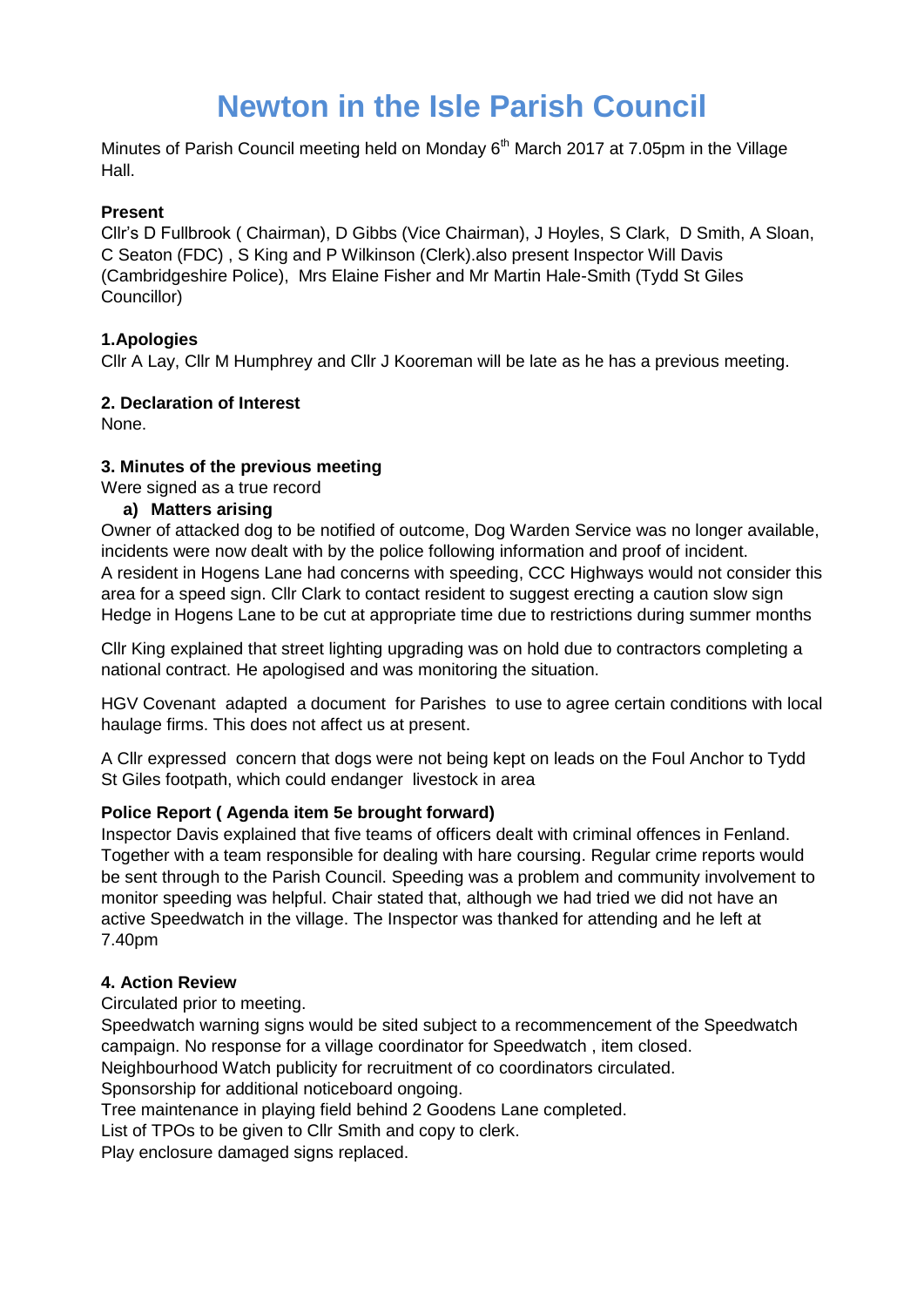# Newton in the Isle Parish Council

Minutes of Parish Council meeting held on Monday 6th March 2017 at 7.05pm in the Village Hall.

**Present**

Cllr's D Fullbrook ( Chairman), D Gibbs (Vice Chairman), J Hoyles, S Clark, D Smith, A Sloan, C Seaton (FDC) , S King and P Wilkinson (Clerk).also present Inspector Will Davis (Cambridgeshire Police), Mrs Elaine Fisher and Mr Martin Hale-Smith (Tydd St Giles Councillor)

**1.Apologies**

Cllr A Lay, Cllr M Humphrey and Cllr J Kooreman will be late as he has a previous meeting.

**2. Declaration of Interest**

None.

**3. Minutes of the previous meeting**

Were signed as a true record

**a) Matters arising**

Owner of attacked dog to be notified of outcome, Dog Warden Service was no longer available, incidents were now dealt with by the police following information and proof of incident.
A resident in Hogens Lane had concerns with speeding, CCC Highways would not consider this area for a speed sign. Cllr Clark to contact resident to suggest erecting a caution slow sign
Hedge in Hogens Lane to be cut at appropriate time due to restrictions during summer months

Cllr King explained that street lighting upgrading was on hold due to contractors completing a national contract. He apologised and was monitoring the situation.

HGV Covenant adapted a document for Parishes to use to agree certain conditions with local haulage firms. This does not affect us at present.

A Cllr expressed concern that dogs were not being kept on leads on the Foul Anchor to Tydd St Giles footpath, which could endanger livestock in area

**Police Report ( Agenda item 5e brought forward)**

Inspector Davis explained that five teams of officers dealt with criminal offences in Fenland. Together with a team responsible for dealing with hare coursing. Regular crime reports would be sent through to the Parish Council. Speeding was a problem and community involvement to monitor speeding was helpful. Chair stated that, although we had tried we did not have an active Speedwatch in the village. The Inspector was thanked for attending and he left at 7.40pm

**4. Action Review**

Circulated prior to meeting.
Speedwatch warning signs would be sited subject to a recommencement of the Speedwatch campaign. No response for a village coordinator for Speedwatch , item closed.
Neighbourhood Watch publicity for recruitment of co coordinators circulated.
Sponsorship for additional noticeboard ongoing.
Tree maintenance in playing field behind 2 Goodens Lane completed.
List of TPOs to be given to Cllr Smith and copy to clerk.
Play enclosure damaged signs replaced.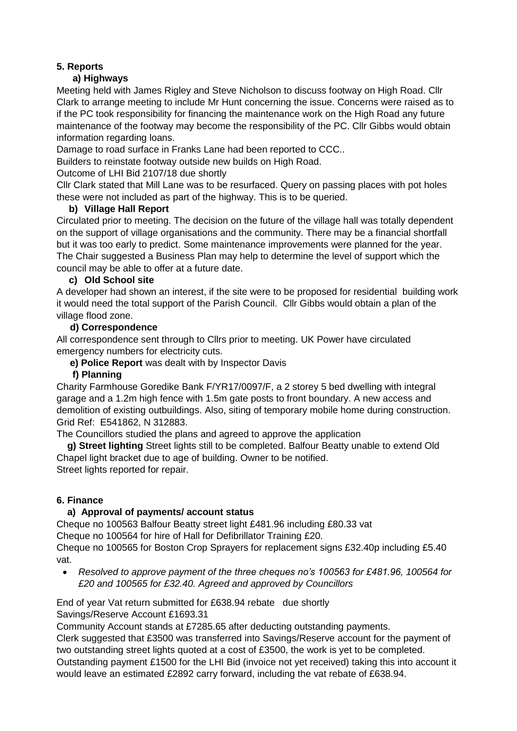## 5. Reports

### a) Highways

Meeting held with James Rigley and Steve Nicholson to discuss footway on High Road. Cllr Clark to arrange meeting to include Mr Hunt concerning the issue. Concerns were raised as to if the PC took responsibility for financing the maintenance work on the High Road any future maintenance of the footway may become the responsibility of the PC. Cllr Gibbs would obtain information regarding loans.

Damage to road surface in Franks Lane had been reported to CCC..

Builders to reinstate footway outside new builds on High Road.

Outcome of LHI Bid 2107/18 due shortly

Cllr Clark stated that Mill Lane was to be resurfaced. Query on passing places with pot holes these were not included as part of the highway. This is to be queried.

### b) Village Hall Report

Circulated prior to meeting. The decision on the future of the village hall was totally dependent on the support of village organisations and the community. There may be a financial shortfall but it was too early to predict. Some maintenance improvements were planned for the year. The Chair suggested a Business Plan may help to determine the level of support which the council may be able to offer at a future date.

### c) Old School site

A developer had shown an interest, if the site were to be proposed for residential building work it would need the total support of the Parish Council. Cllr Gibbs would obtain a plan of the village flood zone.

### d) Correspondence

All correspondence sent through to Cllrs prior to meeting. UK Power have circulated emergency numbers for electricity cuts.

**e) Police Report** was dealt with by Inspector Davis

### f) Planning

Charity Farmhouse Goredike Bank F/YR17/0097/F, a 2 storey 5 bed dwelling with integral garage and a 1.2m high fence with 1.5m gate posts to front boundary. A new access and demolition of existing outbuildings. Also, siting of temporary mobile home during construction. Grid Ref: E541862, N 312883.

The Councillors studied the plans and agreed to approve the application

**g) Street lighting** Street lights still to be completed. Balfour Beatty unable to extend Old Chapel light bracket due to age of building. Owner to be notified.

Street lights reported for repair.

## 6. Finance

### a) Approval of payments/ account status

Cheque no 100563 Balfour Beatty street light £481.96 including £80.33 vat

Cheque no 100564 for hire of Hall for Defibrillator Training £20.

Cheque no 100565 for Boston Crop Sprayers for replacement signs £32.40p including £5.40 vat.

- *Resolved to approve payment of the three cheques no's 100563 for £481.96, 100564 for £20 and 100565 for £32.40. Agreed and approved by Councillors*

End of year Vat return submitted for £638.94 rebate due shortly

Savings/Reserve Account £1693.31

Community Account stands at £7285.65 after deducting outstanding payments.

Clerk suggested that £3500 was transferred into Savings/Reserve account for the payment of two outstanding street lights quoted at a cost of £3500, the work is yet to be completed. Outstanding payment £1500 for the LHI Bid (invoice not yet received) taking this into account it would leave an estimated £2892 carry forward, including the vat rebate of £638.94.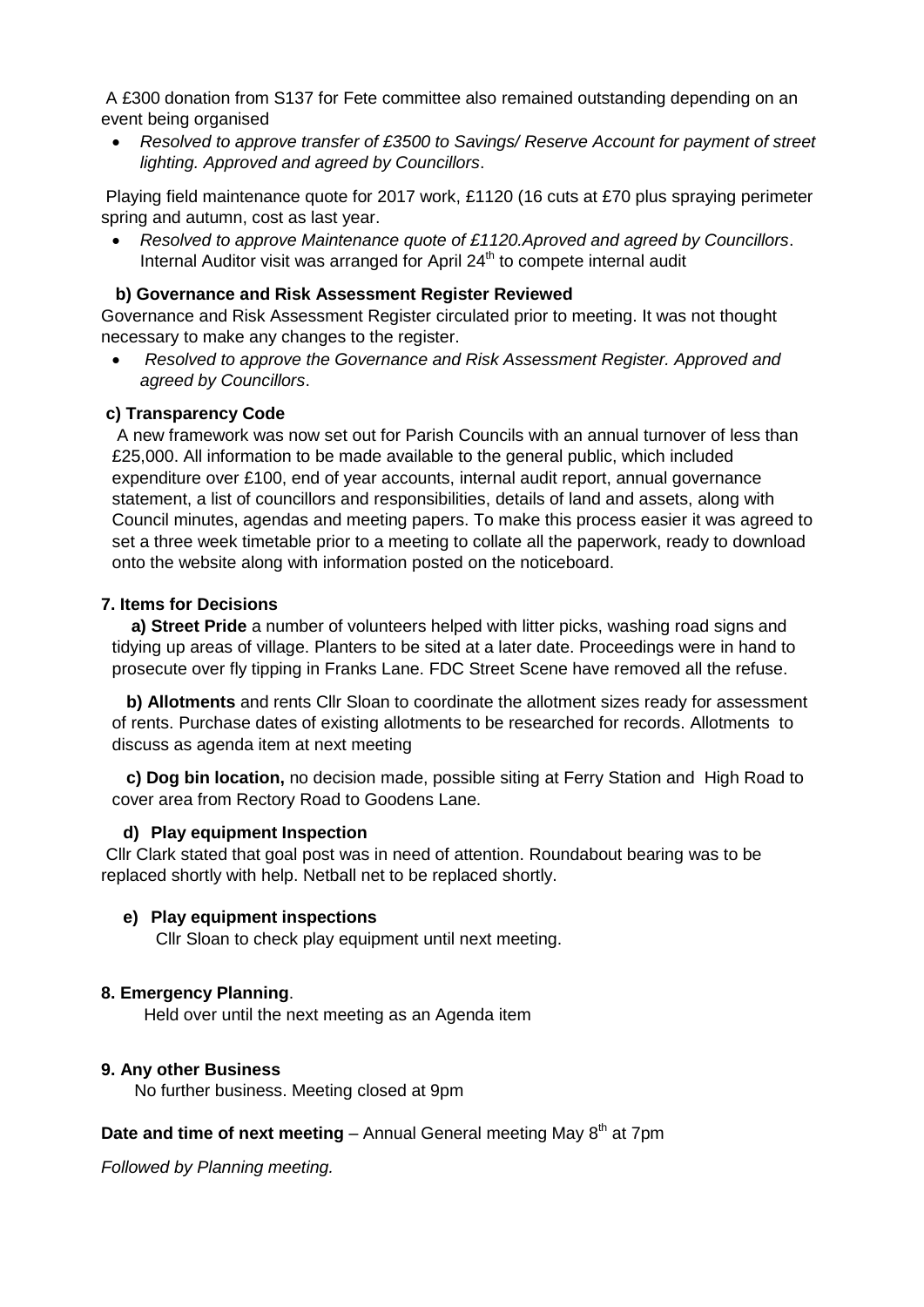A £300 donation from S137 for Fete committee also remained outstanding depending on an event being organised

- *Resolved to approve transfer of £3500 to Savings/ Reserve Account for payment of street lighting. Approved and agreed by Councillors*.

Playing field maintenance quote for 2017 work, £1120 (16 cuts at £70 plus spraying perimeter spring and autumn, cost as last year.

- *Resolved to approve Maintenance quote of £1120.Aproved and agreed by Councillors*. Internal Auditor visit was arranged for April 24th to compete internal audit

**b) Governance and Risk Assessment Register Reviewed**

Governance and Risk Assessment Register circulated prior to meeting. It was not thought necessary to make any changes to the register.

- *Resolved to approve the Governance and Risk Assessment Register. Approved and agreed by Councillors*.

**c) Transparency Code**

A new framework was now set out for Parish Councils with an annual turnover of less than £25,000. All information to be made available to the general public, which included expenditure over £100, end of year accounts, internal audit report, annual governance statement, a list of councillors and responsibilities, details of land and assets, along with Council minutes, agendas and meeting papers. To make this process easier it was agreed to set a three week timetable prior to a meeting to collate all the paperwork, ready to download onto the website along with information posted on the noticeboard.

**7. Items for Decisions**

**a) Street Pride** a number of volunteers helped with litter picks, washing road signs and tidying up areas of village. Planters to be sited at a later date. Proceedings were in hand to prosecute over fly tipping in Franks Lane. FDC Street Scene have removed all the refuse.

**b) Allotments** and rents Cllr Sloan to coordinate the allotment sizes ready for assessment of rents. Purchase dates of existing allotments to be researched for records. Allotments to discuss as agenda item at next meeting

**c) Dog bin location,** no decision made, possible siting at Ferry Station and High Road to cover area from Rectory Road to Goodens Lane.

**d) Play equipment Inspection**

Cllr Clark stated that goal post was in need of attention. Roundabout bearing was to be replaced shortly with help. Netball net to be replaced shortly.

**e) Play equipment inspections**

Cllr Sloan to check play equipment until next meeting.

**8. Emergency Planning**.

Held over until the next meeting as an Agenda item

**9. Any other Business**

No further business. Meeting closed at 9pm

**Date and time of next meeting** – Annual General meeting May 8th at 7pm

*Followed by Planning meeting.*